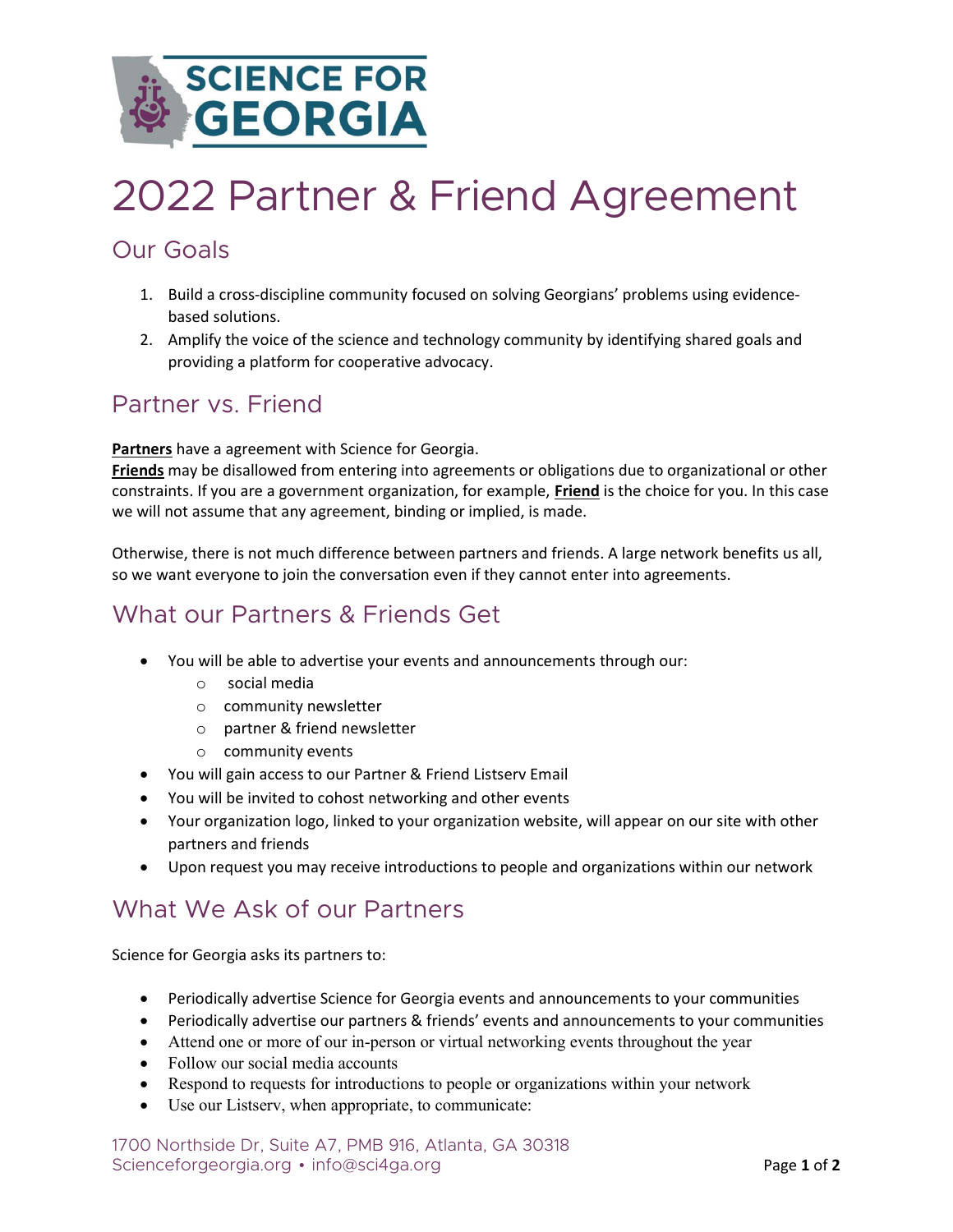# 2022 Partner & Friend Agreement

## Our Goals

1. Build a cross-discipline community focused on solving Georgians' problems using evidence-based solutions.
2. Amplify the voice of the science and technology community by identifying shared goals and providing a platform for cooperative advocacy.

## Partner vs. Friend

**Partners** have a agreement with Science for Georgia.
**Friends** may be disallowed from entering into agreements or obligations due to organizational or other constraints. If you are a government organization, for example, **Friend** is the choice for you. In this case we will not assume that any agreement, binding or implied, is made.

Otherwise, there is not much difference between partners and friends. A large network benefits us all, so we want everyone to join the conversation even if they cannot enter into agreements.

## What our Partners & Friends Get

- You will be able to advertise your events and announcements through our:
  - social media
  - community newsletter
  - partner & friend newsletter
  - community events
- You will gain access to our Partner & Friend Listserv Email
- You will be invited to cohost networking and other events
- Your organization logo, linked to your organization website, will appear on our site with other partners and friends
- Upon request you may receive introductions to people and organizations within our network

## What We Ask of our Partners

Science for Georgia asks its partners to:

- Periodically advertise Science for Georgia events and announcements to your communities
- Periodically advertise our partners & friends' events and announcements to your communities
- Attend one or more of our in-person or virtual networking events throughout the year
- Follow our social media accounts
- Respond to requests for introductions to people or organizations within your network
- Use our Listserv, when appropriate, to communicate:

1700 Northside Dr, Suite A7, PMB 916, Atlanta, GA 30318
Scienceforgeorgia.org • info@sci4ga.org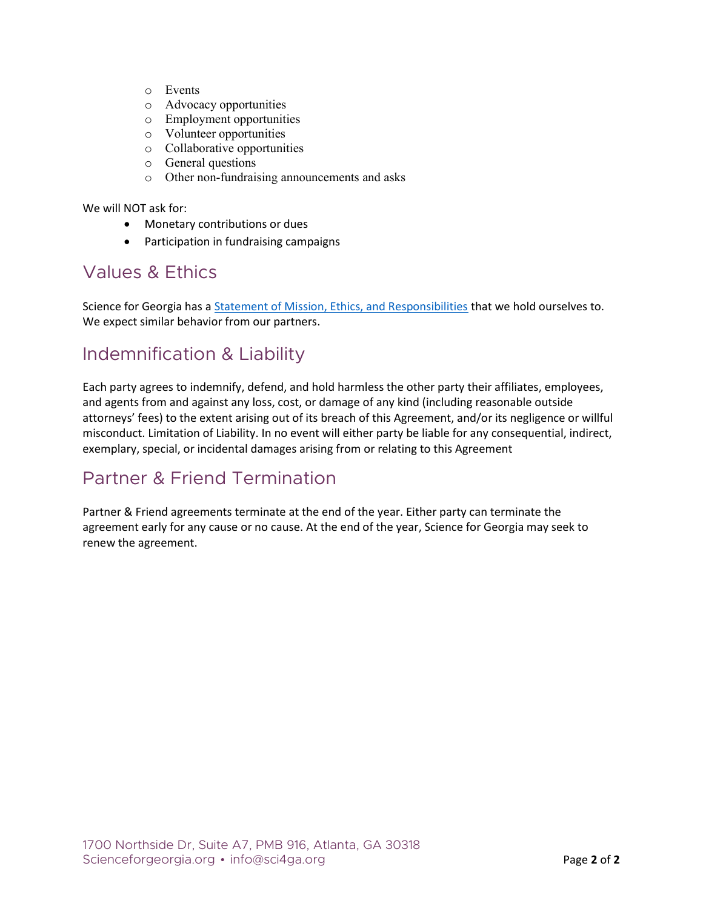- Events
- Advocacy opportunities
- Employment opportunities
- Volunteer opportunities
- Collaborative opportunities
- General questions
- Other non-fundraising announcements and asks

We will NOT ask for:

- Monetary contributions or dues
- Participation in fundraising campaigns

## Values & Ethics

Science for Georgia has a [Statement of Mission, Ethics, and Responsibilities]() that we hold ourselves to. We expect similar behavior from our partners.

## Indemnification & Liability

Each party agrees to indemnify, defend, and hold harmless the other party their affiliates, employees, and agents from and against any loss, cost, or damage of any kind (including reasonable outside attorneys' fees) to the extent arising out of its breach of this Agreement, and/or its negligence or willful misconduct. Limitation of Liability. In no event will either party be liable for any consequential, indirect, exemplary, special, or incidental damages arising from or relating to this Agreement

## Partner & Friend Termination

Partner & Friend agreements terminate at the end of the year. Either party can terminate the agreement early for any cause or no cause. At the end of the year, Science for Georgia may seek to renew the agreement.

1700 Northside Dr, Suite A7, PMB 916, Atlanta, GA 30318
Scienceforgeorgia.org • info@sci4ga.org